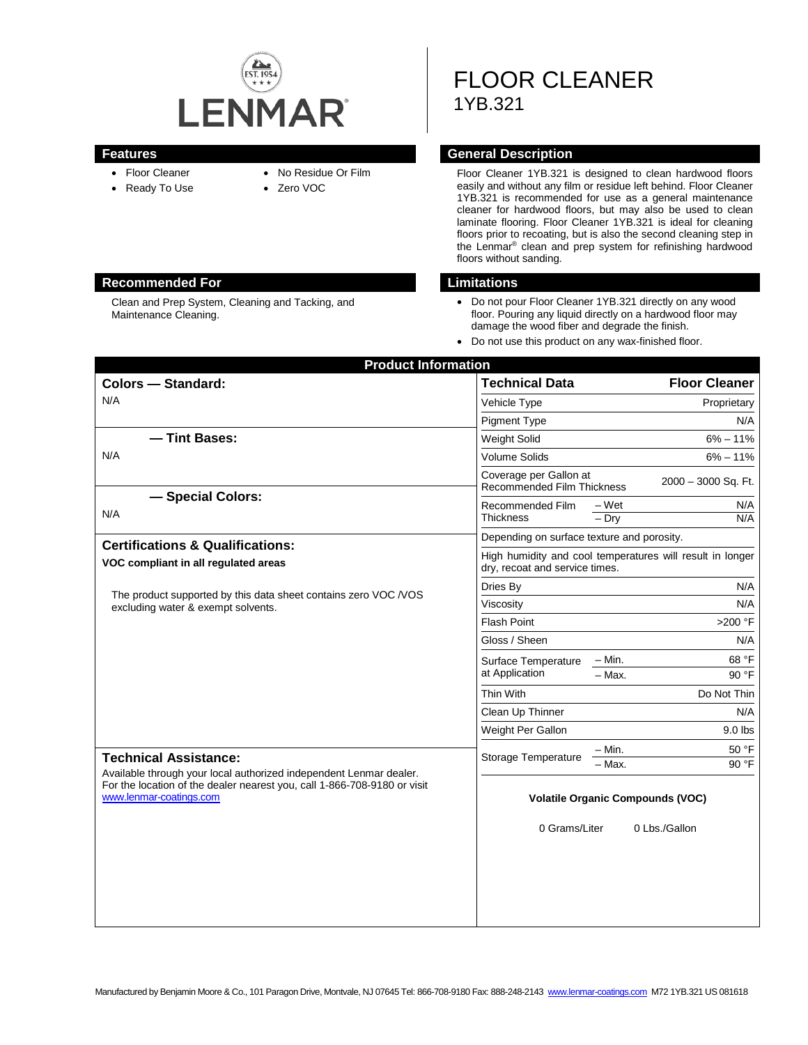LENMAR®

# FLOOR CLEANER

1YB.321

## Features

- Floor Cleaner
- Ready To Use
- No Residue Or Film
- Zero VOC

## General Description

Floor Cleaner 1YB.321 is designed to clean hardwood floors easily and without any film or residue left behind. Floor Cleaner 1YB.321 is recommended for use as a general maintenance cleaner for hardwood floors, but may also be used to clean laminate flooring. Floor Cleaner 1YB.321 is ideal for cleaning floors prior to recoating, but is also the second cleaning step in the Lenmar® clean and prep system for refinishing hardwood floors without sanding.

## Recommended For

Clean and Prep System, Cleaning and Tacking, and Maintenance Cleaning.

## Limitations

- Do not pour Floor Cleaner 1YB.321 directly on any wood floor. Pouring any liquid directly on a hardwood floor may damage the wood fiber and degrade the finish.
- Do not use this product on any wax-finished floor.

## Product Information

### Colors — Standard:

N/A

### — Tint Bases:

N/A

### — Special Colors:

N/A

### Certifications & Qualifications:

**VOC compliant in all regulated areas**

The product supported by this data sheet contains zero VOC /VOS excluding water & exempt solvents.

### Technical Assistance:

Available through your local authorized independent Lenmar dealer. For the location of the dealer nearest you, call 1-866-708-9180 or visit www.lenmar-coatings.com

| **Technical Data** | | **Floor Cleaner** |
|---|---|---|
| Vehicle Type | | Proprietary |
| Pigment Type | | N/A |
| Weight Solid | | 6% – 11% |
| Volume Solids | | 6% – 11% |
| Coverage per Gallon at Recommended Film Thickness | | 2000 – 3000 Sq. Ft. |
| Recommended Film Thickness | – Wet | N/A |
| | – Dry | N/A |
| Depending on surface texture and porosity. | | |
| High humidity and cool temperatures will result in longer dry, recoat and service times. | | |
| Dries By | | N/A |
| Viscosity | | N/A |
| Flash Point | | >200 °F |
| Gloss / Sheen | | N/A |
| Surface Temperature at Application | – Min. | 68 °F |
| | – Max. | 90 °F |
| Thin With | | Do Not Thin |
| Clean Up Thinner | | N/A |
| Weight Per Gallon | | 9.0 lbs |
| Storage Temperature | – Min. | 50 °F |
| | – Max. | 90 °F |

**Volatile Organic Compounds (VOC)**

0 Grams/Liter    0 Lbs./Gallon

Manufactured by Benjamin Moore & Co., 101 Paragon Drive, Montvale, NJ 07645 Tel: 866-708-9180 Fax: 888-248-2143 www.lenmar-coatings.com M72 1YB.321 US 081618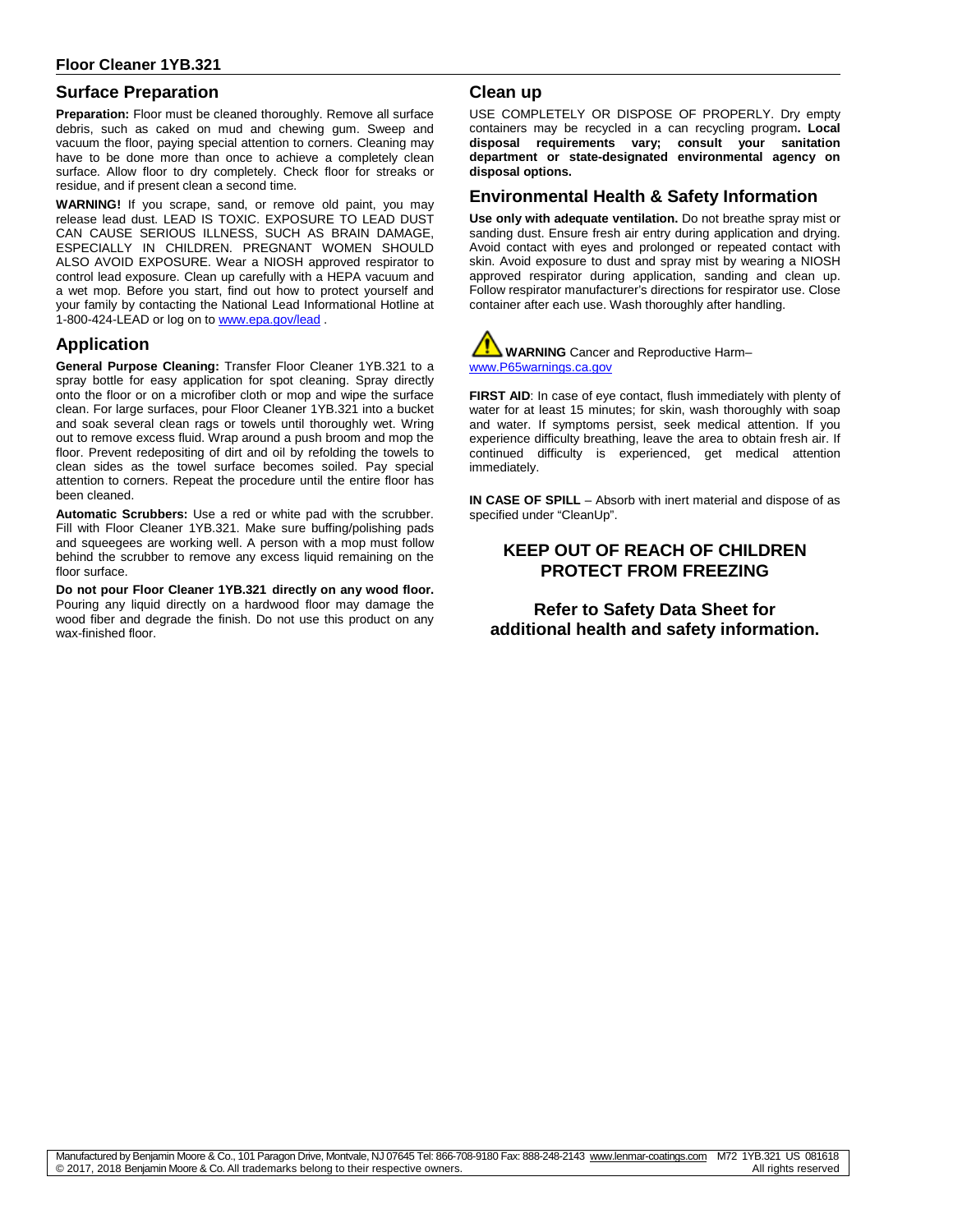**Floor Cleaner 1YB.321**

## Surface Preparation

**Preparation:** Floor must be cleaned thoroughly. Remove all surface debris, such as caked on mud and chewing gum. Sweep and vacuum the floor, paying special attention to corners. Cleaning may have to be done more than once to achieve a completely clean surface. Allow floor to dry completely. Check floor for streaks or residue, and if present clean a second time.

**WARNING!** If you scrape, sand, or remove old paint, you may release lead dust. LEAD IS TOXIC. EXPOSURE TO LEAD DUST CAN CAUSE SERIOUS ILLNESS, SUCH AS BRAIN DAMAGE, ESPECIALLY IN CHILDREN. PREGNANT WOMEN SHOULD ALSO AVOID EXPOSURE. Wear a NIOSH approved respirator to control lead exposure. Clean up carefully with a HEPA vacuum and a wet mop. Before you start, find out how to protect yourself and your family by contacting the National Lead Informational Hotline at 1-800-424-LEAD or log on to www.epa.gov/lead .

## Application

**General Purpose Cleaning:** Transfer Floor Cleaner 1YB.321 to a spray bottle for easy application for spot cleaning. Spray directly onto the floor or on a microfiber cloth or mop and wipe the surface clean. For large surfaces, pour Floor Cleaner 1YB.321 into a bucket and soak several clean rags or towels until thoroughly wet. Wring out to remove excess fluid. Wrap around a push broom and mop the floor. Prevent redepositing of dirt and oil by refolding the towels to clean sides as the towel surface becomes soiled. Pay special attention to corners. Repeat the procedure until the entire floor has been cleaned.

**Automatic Scrubbers:** Use a red or white pad with the scrubber. Fill with Floor Cleaner 1YB.321. Make sure buffing/polishing pads and squeegees are working well. A person with a mop must follow behind the scrubber to remove any excess liquid remaining on the floor surface.

**Do not pour Floor Cleaner 1YB.321 directly on any wood floor.** Pouring any liquid directly on a hardwood floor may damage the wood fiber and degrade the finish. Do not use this product on any wax-finished floor.

## Clean up

USE COMPLETELY OR DISPOSE OF PROPERLY. Dry empty containers may be recycled in a can recycling program**. Local disposal requirements vary; consult your sanitation department or state-designated environmental agency on disposal options.**

## Environmental Health & Safety Information

**Use only with adequate ventilation.** Do not breathe spray mist or sanding dust. Ensure fresh air entry during application and drying. Avoid contact with eyes and prolonged or repeated contact with skin. Avoid exposure to dust and spray mist by wearing a NIOSH approved respirator during application, sanding and clean up. Follow respirator manufacturer's directions for respirator use. Close container after each use. Wash thoroughly after handling.

**WARNING** Cancer and Reproductive Harm– www.P65warnings.ca.gov

**FIRST AID**: In case of eye contact, flush immediately with plenty of water for at least 15 minutes; for skin, wash thoroughly with soap and water. If symptoms persist, seek medical attention. If you experience difficulty breathing, leave the area to obtain fresh air. If continued difficulty is experienced, get medical attention immediately.

**IN CASE OF SPILL** – Absorb with inert material and dispose of as specified under "CleanUp".

**KEEP OUT OF REACH OF CHILDREN**
**PROTECT FROM FREEZING**

**Refer to Safety Data Sheet for additional health and safety information.**

Manufactured by Benjamin Moore & Co., 101 Paragon Drive, Montvale, NJ 07645 Tel: 866-708-9180 Fax: 888-248-2143 www.lenmar-coatings.com M72 1YB.321 US 081618
© 2017, 2018 Benjamin Moore & Co. All trademarks belong to their respective owners. All rights reserved